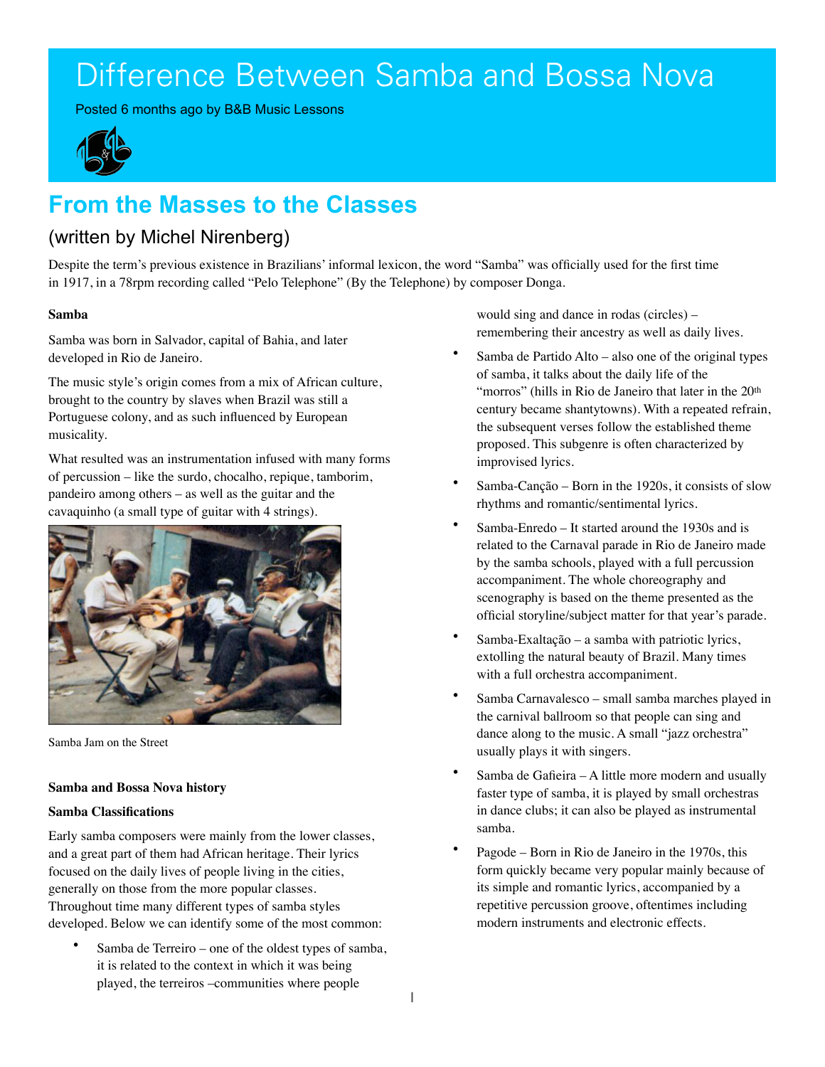# Difference Between Samba and Bossa Nova

Posted 6 months ago by B&B Music Lessons

## From the Masses to the Classes

### (written by Michel Nirenberg)

Despite the term's previous existence in Brazilians' informal lexicon, the word "Samba" was officially used for the first time in 1917, in a 78rpm recording called "Pelo Telephone" (By the Telephone) by composer Donga.

**Samba**

Samba was born in Salvador, capital of Bahia, and later developed in Rio de Janeiro.

The music style's origin comes from a mix of African culture, brought to the country by slaves when Brazil was still a Portuguese colony, and as such influenced by European musicality.

What resulted was an instrumentation infused with many forms of percussion – like the surdo, chocalho, repique, tamborim, pandeiro among others – as well as the guitar and the cavaquinho (a small type of guitar with 4 strings).

Samba Jam on the Street

**Samba and Bossa Nova history**

**Samba Classifications**

Early samba composers were mainly from the lower classes, and a great part of them had African heritage. Their lyrics focused on the daily lives of people living in the cities, generally on those from the more popular classes. Throughout time many different types of samba styles developed. Below we can identify some of the most common:

- Samba de Terreiro – one of the oldest types of samba, it is related to the context in which it was being played, the terreiros –communities where people would sing and dance in rodas (circles) – remembering their ancestry as well as daily lives.
- Samba de Partido Alto – also one of the original types of samba, it talks about the daily life of the "morros" (hills in Rio de Janeiro that later in the 20th century became shantytowns). With a repeated refrain, the subsequent verses follow the established theme proposed. This subgenre is often characterized by improvised lyrics.
- Samba-Canção – Born in the 1920s, it consists of slow rhythms and romantic/sentimental lyrics.
- Samba-Enredo – It started around the 1930s and is related to the Carnaval parade in Rio de Janeiro made by the samba schools, played with a full percussion accompaniment. The whole choreography and scenography is based on the theme presented as the official storyline/subject matter for that year's parade.
- Samba-Exaltação – a samba with patriotic lyrics, extolling the natural beauty of Brazil. Many times with a full orchestra accompaniment.
- Samba Carnavalesco – small samba marches played in the carnival ballroom so that people can sing and dance along to the music. A small "jazz orchestra" usually plays it with singers.
- Samba de Gafieira – A little more modern and usually faster type of samba, it is played by small orchestras in dance clubs; it can also be played as instrumental samba.
- Pagode – Born in Rio de Janeiro in the 1970s, this form quickly became very popular mainly because of its simple and romantic lyrics, accompanied by a repetitive percussion groove, oftentimes including modern instruments and electronic effects.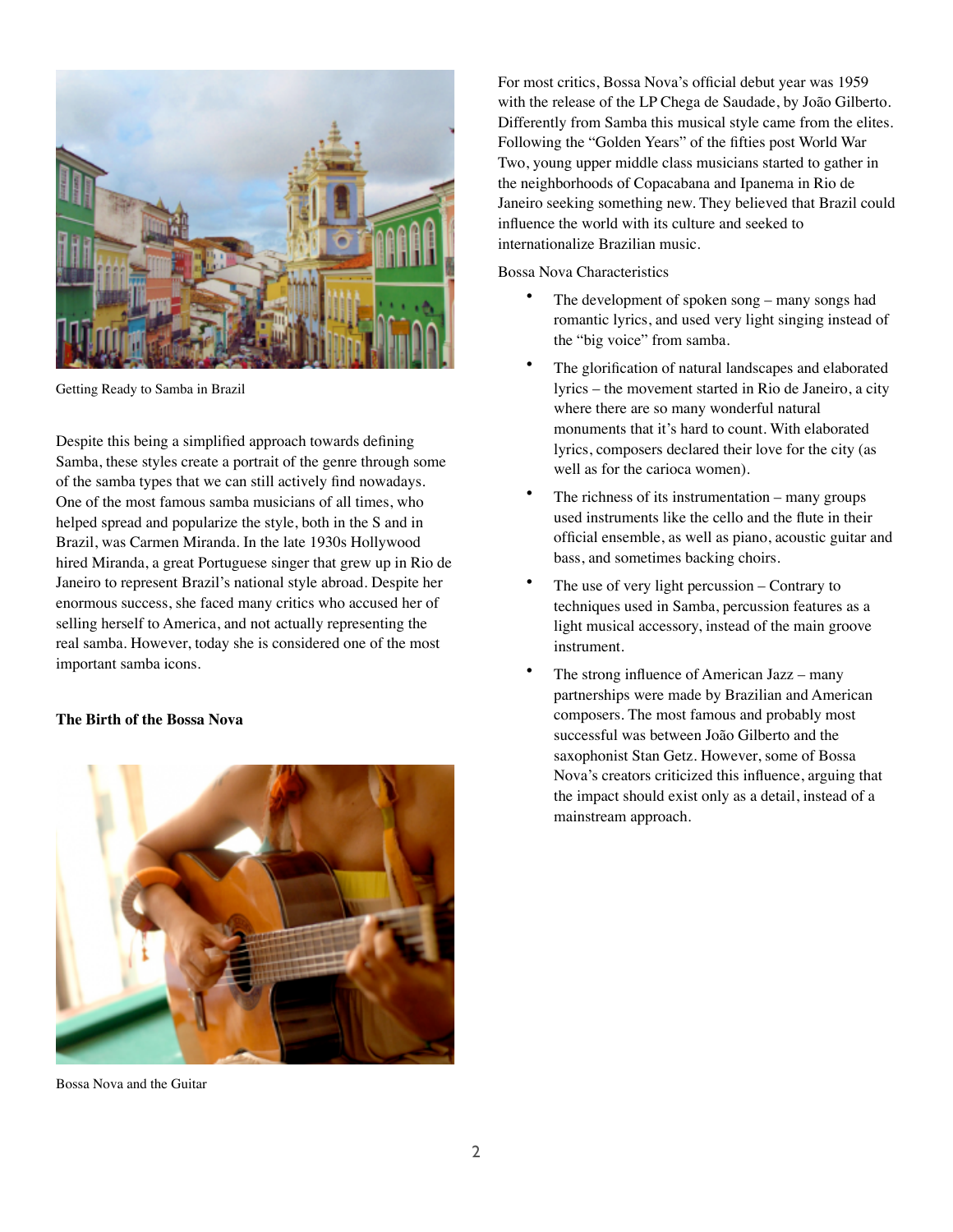Getting Ready to Samba in Brazil

Despite this being a simplified approach towards defining Samba, these styles create a portrait of the genre through some of the samba types that we can still actively find nowadays. One of the most famous samba musicians of all times, who helped spread and popularize the style, both in the S and in Brazil, was Carmen Miranda. In the late 1930s Hollywood hired Miranda, a great Portuguese singer that grew up in Rio de Janeiro to represent Brazil's national style abroad. Despite her enormous success, she faced many critics who accused her of selling herself to America, and not actually representing the real samba. However, today she is considered one of the most important samba icons.

**The Birth of the Bossa Nova**

Bossa Nova and the Guitar

For most critics, Bossa Nova's official debut year was 1959 with the release of the LP Chega de Saudade, by João Gilberto. Differently from Samba this musical style came from the elites. Following the "Golden Years" of the fifties post World War Two, young upper middle class musicians started to gather in the neighborhoods of Copacabana and Ipanema in Rio de Janeiro seeking something new. They believed that Brazil could influence the world with its culture and seeked to internationalize Brazilian music.

Bossa Nova Characteristics

- The development of spoken song – many songs had romantic lyrics, and used very light singing instead of the "big voice" from samba.
- The glorification of natural landscapes and elaborated lyrics – the movement started in Rio de Janeiro, a city where there are so many wonderful natural monuments that it's hard to count. With elaborated lyrics, composers declared their love for the city (as well as for the carioca women).
- The richness of its instrumentation – many groups used instruments like the cello and the flute in their official ensemble, as well as piano, acoustic guitar and bass, and sometimes backing choirs.
- The use of very light percussion – Contrary to techniques used in Samba, percussion features as a light musical accessory, instead of the main groove instrument.
- The strong influence of American Jazz – many partnerships were made by Brazilian and American composers. The most famous and probably most successful was between João Gilberto and the saxophonist Stan Getz. However, some of Bossa Nova's creators criticized this influence, arguing that the impact should exist only as a detail, instead of a mainstream approach.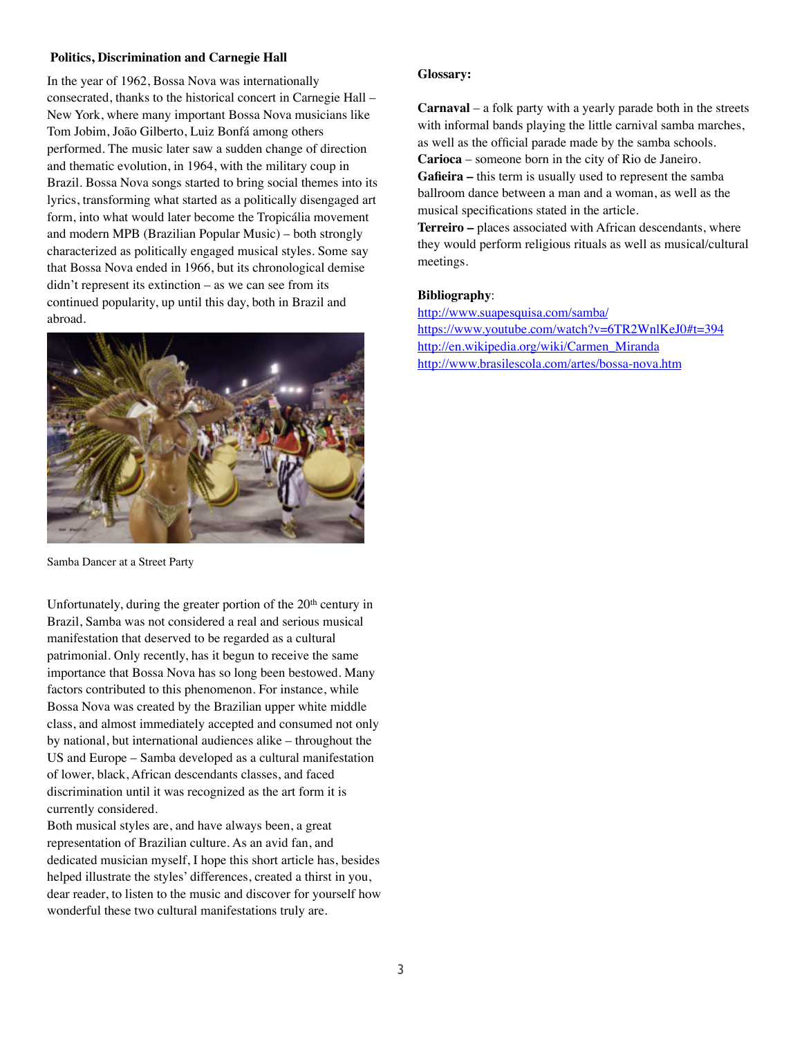### Politics, Discrimination and Carnegie Hall

In the year of 1962, Bossa Nova was internationally consecrated, thanks to the historical concert in Carnegie Hall – New York, where many important Bossa Nova musicians like Tom Jobim, João Gilberto, Luiz Bonfá among others performed. The music later saw a sudden change of direction and thematic evolution, in 1964, with the military coup in Brazil. Bossa Nova songs started to bring social themes into its lyrics, transforming what started as a politically disengaged art form, into what would later become the Tropicália movement and modern MPB (Brazilian Popular Music) – both strongly characterized as politically engaged musical styles. Some say that Bossa Nova ended in 1966, but its chronological demise didn't represent its extinction – as we can see from its continued popularity, up until this day, both in Brazil and abroad.

Samba Dancer at a Street Party

Unfortunately, during the greater portion of the 20th century in Brazil, Samba was not considered a real and serious musical manifestation that deserved to be regarded as a cultural patrimonial. Only recently, has it begun to receive the same importance that Bossa Nova has so long been bestowed. Many factors contributed to this phenomenon. For instance, while Bossa Nova was created by the Brazilian upper white middle class, and almost immediately accepted and consumed not only by national, but international audiences alike – throughout the US and Europe – Samba developed as a cultural manifestation of lower, black, African descendants classes, and faced discrimination until it was recognized as the art form it is currently considered.

Both musical styles are, and have always been, a great representation of Brazilian culture. As an avid fan, and dedicated musician myself, I hope this short article has, besides helped illustrate the styles' differences, created a thirst in you, dear reader, to listen to the music and discover for yourself how wonderful these two cultural manifestations truly are.

**Glossary:**

**Carnaval** – a folk party with a yearly parade both in the streets with informal bands playing the little carnival samba marches, as well as the official parade made by the samba schools.
**Carioca** – someone born in the city of Rio de Janeiro.
**Gafieira –** this term is usually used to represent the samba ballroom dance between a man and a woman, as well as the musical specifications stated in the article.
**Terreiro –** places associated with African descendants, where they would perform religious rituals as well as musical/cultural meetings.

**Bibliography**:
http://www.suapesquisa.com/samba/
https://www.youtube.com/watch?v=6TR2WnlKeJ0#t=394
http://en.wikipedia.org/wiki/Carmen_Miranda
http://www.brasilescola.com/artes/bossa-nova.htm